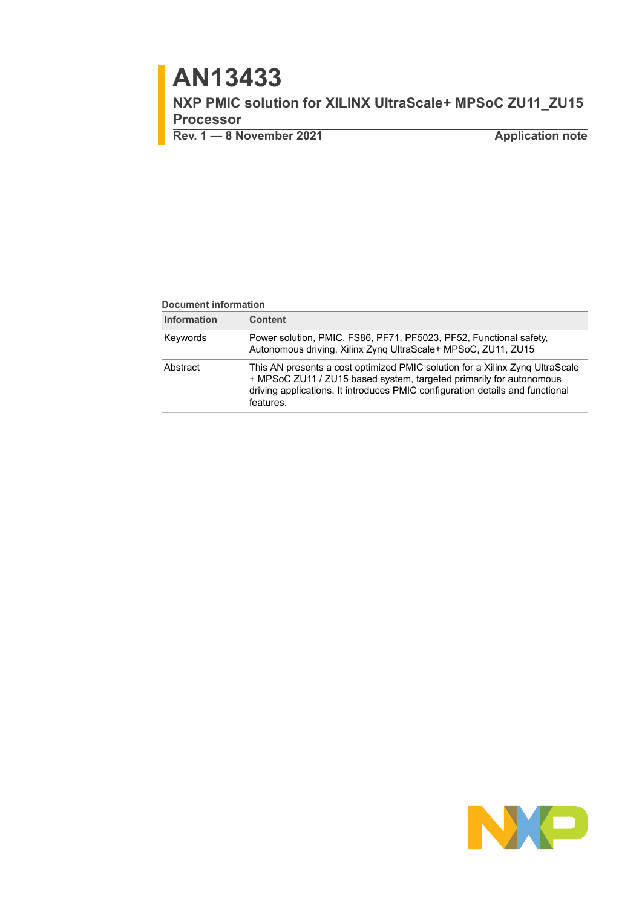# AN13433

## NXP PMIC solution for XILINX UltraScale+ MPSoC ZU11_ZU15 Processor

**Rev. 1 — 8 November 2021** **Application note**

**Document information**

| Information | Content |
| --- | --- |
| Keywords | Power solution, PMIC, FS86, PF71, PF5023, PF52, Functional safety, Autonomous driving, Xilinx Zynq UltraScale+ MPSoC, ZU11, ZU15 |
| Abstract | This AN presents a cost optimized PMIC solution for a Xilinx Zynq UltraScale + MPSoC ZU11 / ZU15 based system, targeted primarily for autonomous driving applications. It introduces PMIC configuration details and functional features. |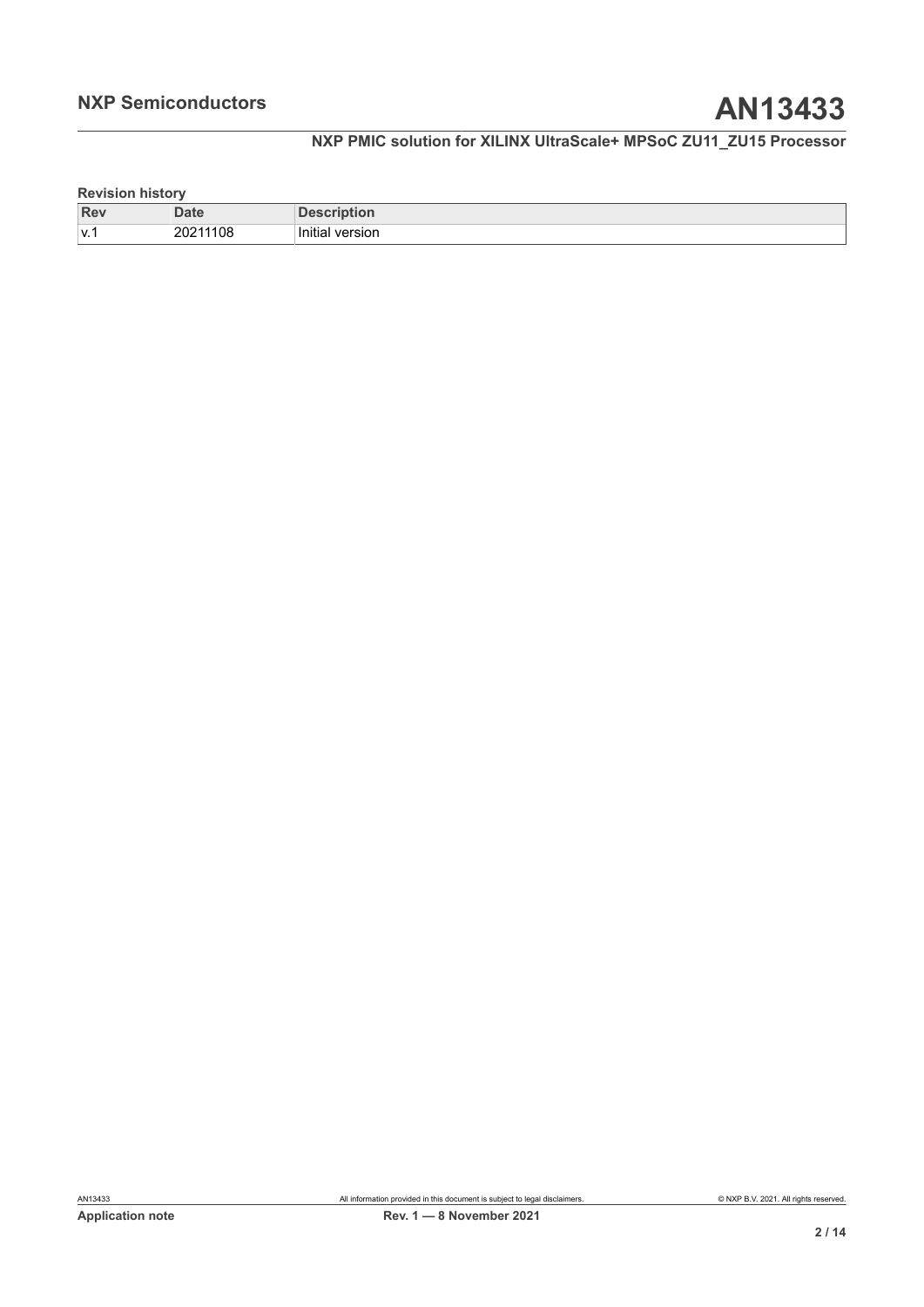**Revision history**

| Rev | Date | Description |
|---|---|---|
| v.1 | 20211108 | Initial version |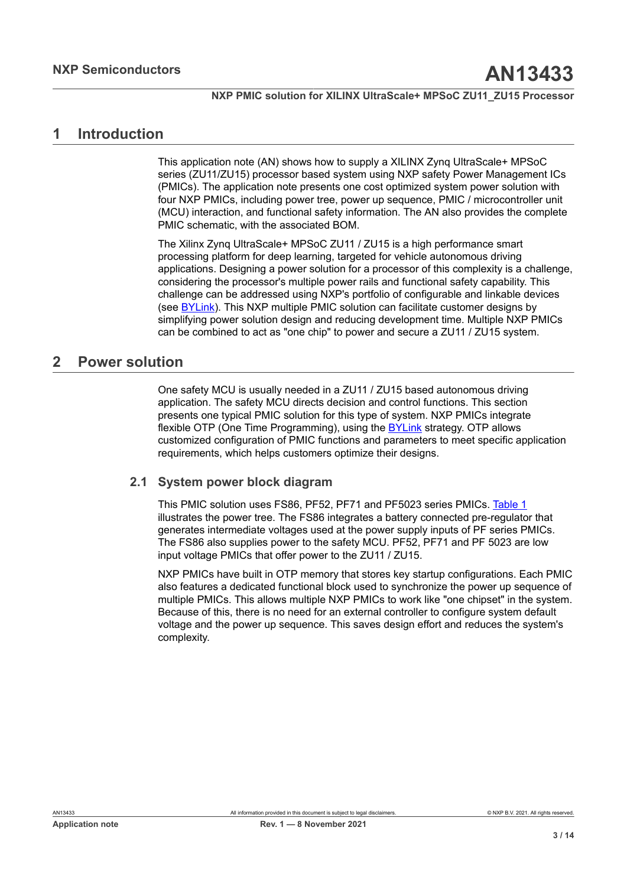# 1 Introduction

This application note (AN) shows how to supply a XILINX Zynq UltraScale+ MPSoC series (ZU11/ZU15) processor based system using NXP safety Power Management ICs (PMICs). The application note presents one cost optimized system power solution with four NXP PMICs, including power tree, power up sequence, PMIC / microcontroller unit (MCU) interaction, and functional safety information. The AN also provides the complete PMIC schematic, with the associated BOM.

The Xilinx Zynq UltraScale+ MPSoC ZU11 / ZU15 is a high performance smart processing platform for deep learning, targeted for vehicle autonomous driving applications. Designing a power solution for a processor of this complexity is a challenge, considering the processor's multiple power rails and functional safety capability. This challenge can be addressed using NXP's portfolio of configurable and linkable devices (see BYLink). This NXP multiple PMIC solution can facilitate customer designs by simplifying power solution design and reducing development time. Multiple NXP PMICs can be combined to act as "one chip" to power and secure a ZU11 / ZU15 system.

# 2 Power solution

One safety MCU is usually needed in a ZU11 / ZU15 based autonomous driving application. The safety MCU directs decision and control functions. This section presents one typical PMIC solution for this type of system. NXP PMICs integrate flexible OTP (One Time Programming), using the BYLink strategy. OTP allows customized configuration of PMIC functions and parameters to meet specific application requirements, which helps customers optimize their designs.

## 2.1 System power block diagram

This PMIC solution uses FS86, PF52, PF71 and PF5023 series PMICs. Table 1 illustrates the power tree. The FS86 integrates a battery connected pre-regulator that generates intermediate voltages used at the power supply inputs of PF series PMICs. The FS86 also supplies power to the safety MCU. PF52, PF71 and PF 5023 are low input voltage PMICs that offer power to the ZU11 / ZU15.

NXP PMICs have built in OTP memory that stores key startup configurations. Each PMIC also features a dedicated functional block used to synchronize the power up sequence of multiple PMICs. This allows multiple NXP PMICs to work like "one chipset" in the system. Because of this, there is no need for an external controller to configure system default voltage and the power up sequence. This saves design effort and reduces the system's complexity.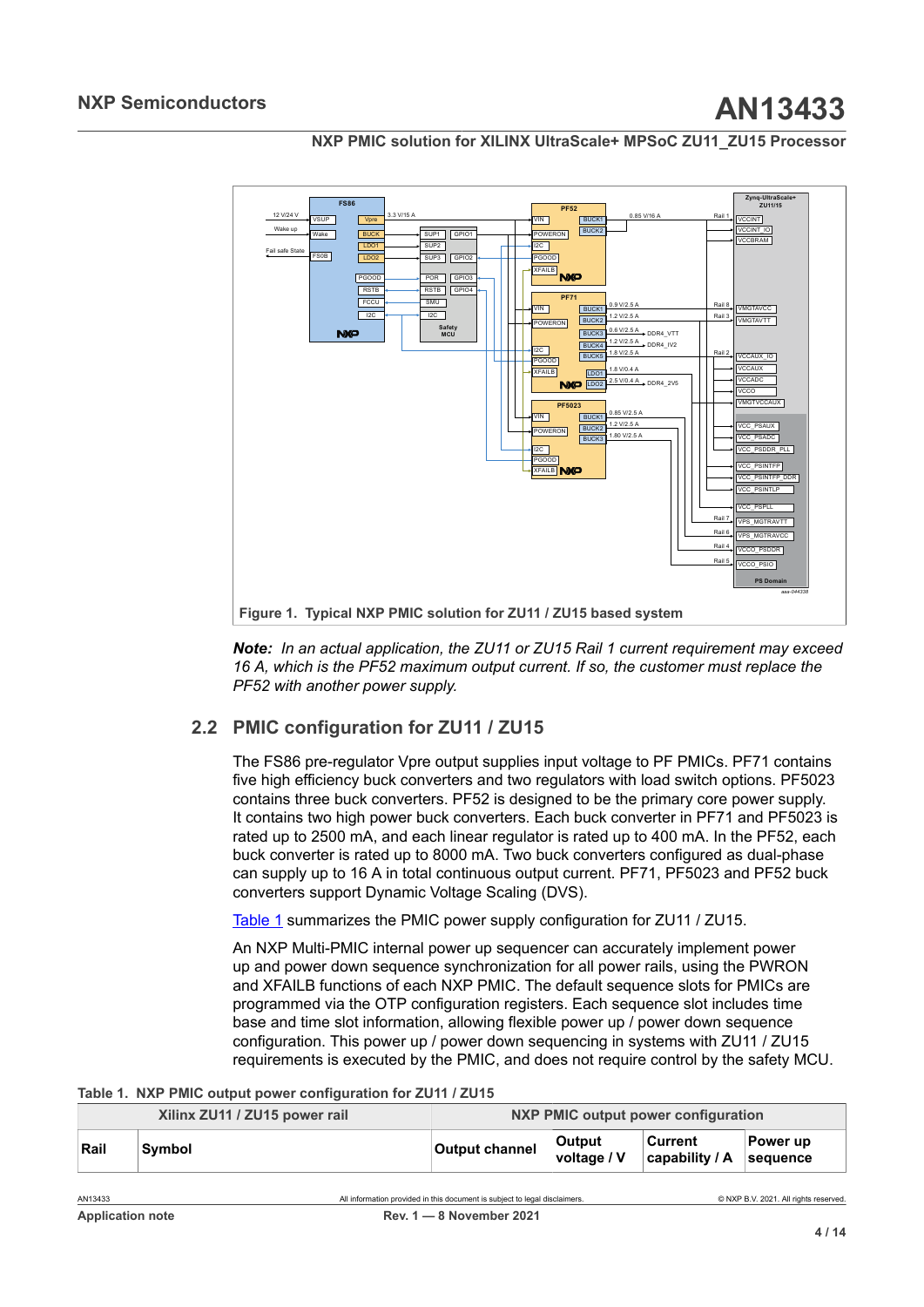Figure 1. Typical NXP PMIC solution for ZU11 / ZU15 based system

***Note:*** *In an actual application, the ZU11 or ZU15 Rail 1 current requirement may exceed 16 A, which is the PF52 maximum output current. If so, the customer must replace the PF52 with another power supply.*

## 2.2 PMIC configuration for ZU11 / ZU15

The FS86 pre-regulator Vpre output supplies input voltage to PF PMICs. PF71 contains five high efficiency buck converters and two regulators with load switch options. PF5023 contains three buck converters. PF52 is designed to be the primary core power supply. It contains two high power buck converters. Each buck converter in PF71 and PF5023 is rated up to 2500 mA, and each linear regulator is rated up to 400 mA. In the PF52, each buck converter is rated up to 8000 mA. Two buck converters configured as dual-phase can supply up to 16 A in total continuous output current. PF71, PF5023 and PF52 buck converters support Dynamic Voltage Scaling (DVS).

Table 1 summarizes the PMIC power supply configuration for ZU11 / ZU15.

An NXP Multi-PMIC internal power up sequencer can accurately implement power up and power down sequence synchronization for all power rails, using the PWRON and XFAILB functions of each NXP PMIC. The default sequence slots for PMICs are programmed via the OTP configuration registers. Each sequence slot includes time base and time slot information, allowing flexible power up / power down sequence configuration. This power up / power down sequencing in systems with ZU11 / ZU15 requirements is executed by the PMIC, and does not require control by the safety MCU.

Table 1. NXP PMIC output power configuration for ZU11 / ZU15

| Xilinx ZU11 / ZU15 power rail | | NXP PMIC output power configuration | | | |
|---|---|---|---|---|---|
| Rail | Symbol | Output channel | Output voltage / V | Current capability / A | Power up sequence |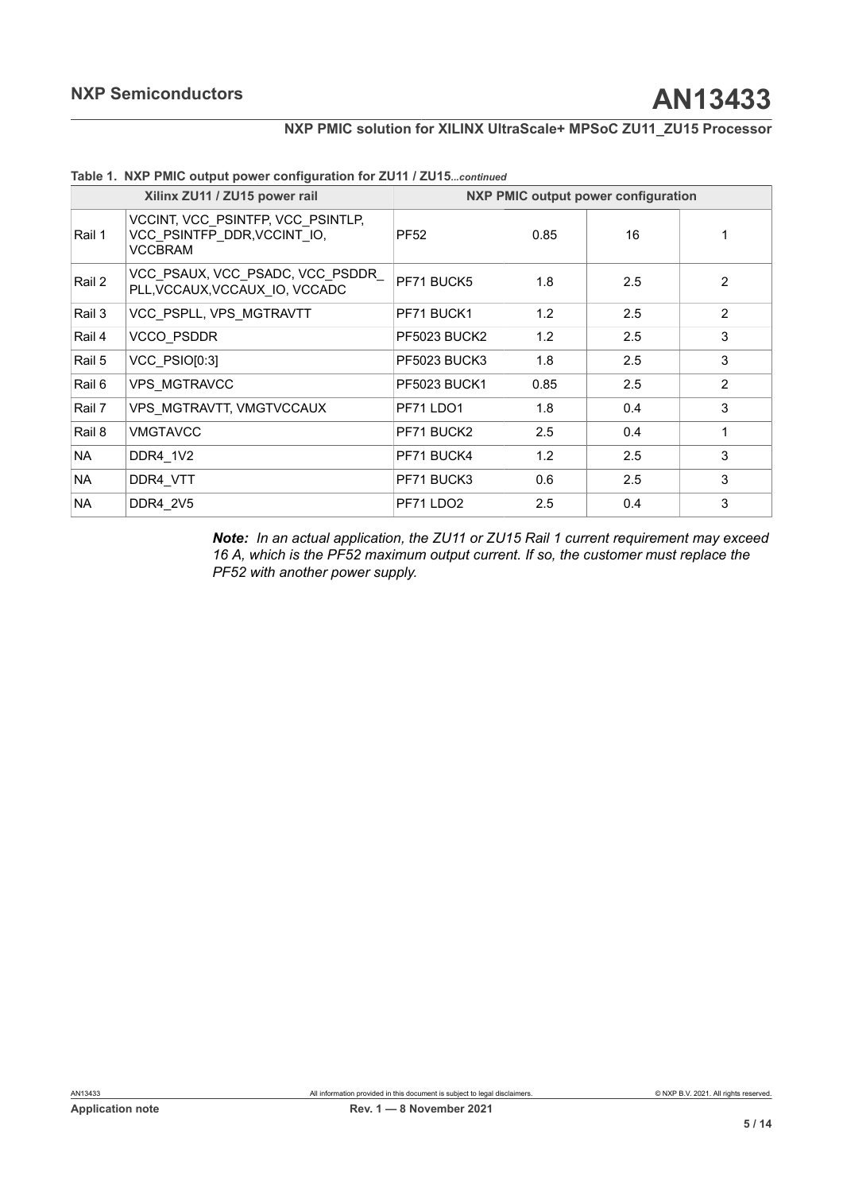**Table 1. NXP PMIC output power configuration for ZU11 / ZU15***...continued*

| Xilinx ZU11 / ZU15 power rail | | NXP PMIC output power configuration | | | |
|---|---|---|---|---|---|
| Rail 1 | VCCINT, VCC_PSINTFP, VCC_PSINTLP, VCC_PSINTFP_DDR,VCCINT_IO, VCCBRAM | PF52 | 0.85 | 16 | 1 |
| Rail 2 | VCC_PSAUX, VCC_PSADC, VCC_PSDDR_PLL,VCCAUX,VCCAUX_IO, VCCADC | PF71 BUCK5 | 1.8 | 2.5 | 2 |
| Rail 3 | VCC_PSPLL, VPS_MGTRAVTT | PF71 BUCK1 | 1.2 | 2.5 | 2 |
| Rail 4 | VCCO_PSDDR | PF5023 BUCK2 | 1.2 | 2.5 | 3 |
| Rail 5 | VCC_PSIO[0:3] | PF5023 BUCK3 | 1.8 | 2.5 | 3 |
| Rail 6 | VPS_MGTRAVCC | PF5023 BUCK1 | 0.85 | 2.5 | 2 |
| Rail 7 | VPS_MGTRAVTT, VMGTVCCAUX | PF71 LDO1 | 1.8 | 0.4 | 3 |
| Rail 8 | VMGTAVCC | PF71 BUCK2 | 2.5 | 0.4 | 1 |
| NA | DDR4_1V2 | PF71 BUCK4 | 1.2 | 2.5 | 3 |
| NA | DDR4_VTT | PF71 BUCK3 | 0.6 | 2.5 | 3 |
| NA | DDR4_2V5 | PF71 LDO2 | 2.5 | 0.4 | 3 |

***Note:*** *In an actual application, the ZU11 or ZU15 Rail 1 current requirement may exceed 16 A, which is the PF52 maximum output current. If so, the customer must replace the PF52 with another power supply.*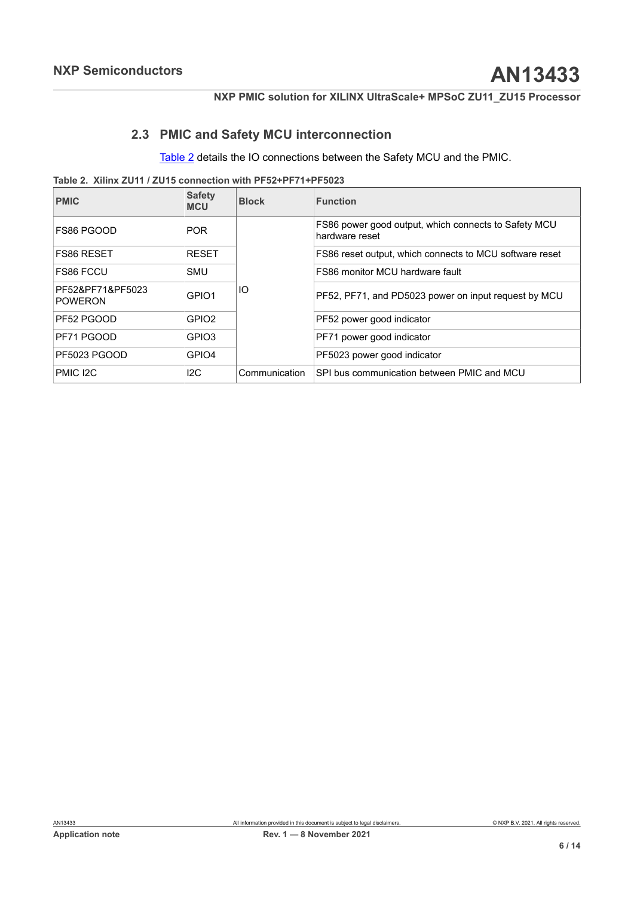### 2.3 PMIC and Safety MCU interconnection

Table 2 details the IO connections between the Safety MCU and the PMIC.

**Table 2. Xilinx ZU11 / ZU15 connection with PF52+PF71+PF5023**

| PMIC | Safety MCU | Block | Function |
|---|---|---|---|
| FS86 PGOOD | POR | IO | FS86 power good output, which connects to Safety MCU hardware reset |
| FS86 RESET | RESET | | FS86 reset output, which connects to MCU software reset |
| FS86 FCCU | SMU | | FS86 monitor MCU hardware fault |
| PF52&PF71&PF5023 POWERON | GPIO1 | | PF52, PF71, and PD5023 power on input request by MCU |
| PF52 PGOOD | GPIO2 | | PF52 power good indicator |
| PF71 PGOOD | GPIO3 | | PF71 power good indicator |
| PF5023 PGOOD | GPIO4 | | PF5023 power good indicator |
| PMIC I2C | I2C | Communication | SPI bus communication between PMIC and MCU |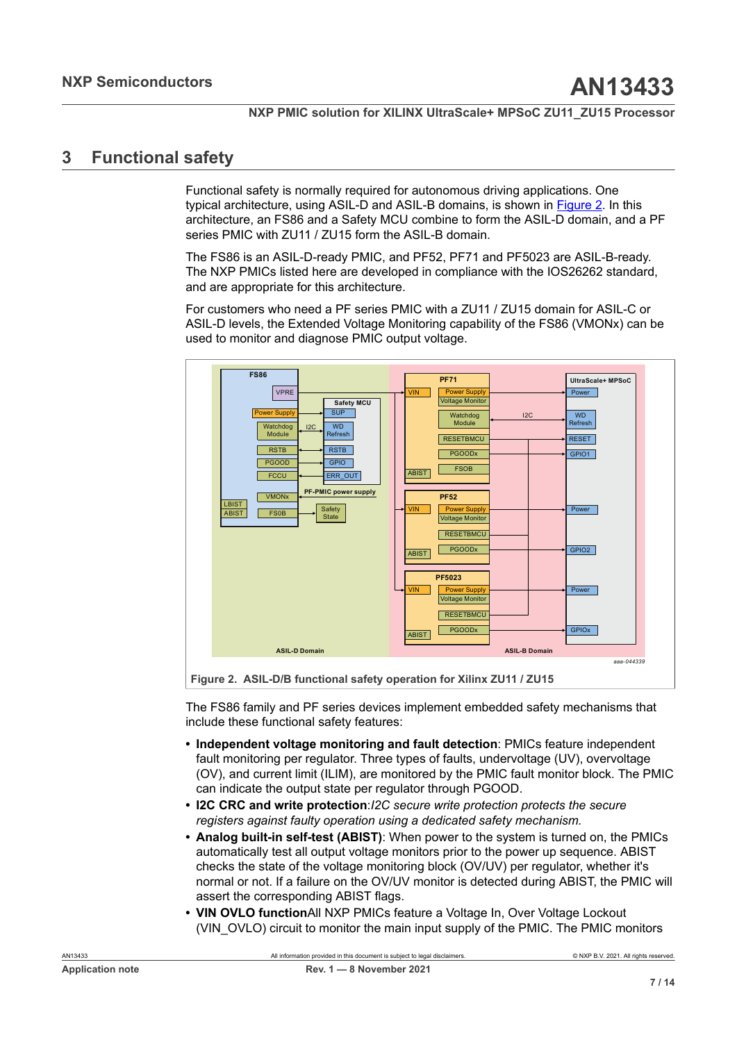## 3 Functional safety

Functional safety is normally required for autonomous driving applications. One typical architecture, using ASIL-D and ASIL-B domains, is shown in Figure 2. In this architecture, an FS86 and a Safety MCU combine to form the ASIL-D domain, and a PF series PMIC with ZU11 / ZU15 form the ASIL-B domain.

The FS86 is an ASIL-D-ready PMIC, and PF52, PF71 and PF5023 are ASIL-B-ready. The NXP PMICs listed here are developed in compliance with the IOS26262 standard, and are appropriate for this architecture.

For customers who need a PF series PMIC with a ZU11 / ZU15 domain for ASIL-C or ASIL-D levels, the Extended Voltage Monitoring capability of the FS86 (VMONx) can be used to monitor and diagnose PMIC output voltage.

Figure 2. ASIL-D/B functional safety operation for Xilinx ZU11 / ZU15

The FS86 family and PF series devices implement embedded safety mechanisms that include these functional safety features:

- **Independent voltage monitoring and fault detection**: PMICs feature independent fault monitoring per regulator. Three types of faults, undervoltage (UV), overvoltage (OV), and current limit (ILIM), are monitored by the PMIC fault monitor block. The PMIC can indicate the output state per regulator through PGOOD.
- **I2C CRC and write protection**:*I2C secure write protection protects the secure registers against faulty operation using a dedicated safety mechanism.*
- **Analog built-in self-test (ABIST)**: When power to the system is turned on, the PMICs automatically test all output voltage monitors prior to the power up sequence. ABIST checks the state of the voltage monitoring block (OV/UV) per regulator, whether it's normal or not. If a failure on the OV/UV monitor is detected during ABIST, the PMIC will assert the corresponding ABIST flags.
- **VIN OVLO function**All NXP PMICs feature a Voltage In, Over Voltage Lockout (VIN_OVLO) circuit to monitor the main input supply of the PMIC. The PMIC monitors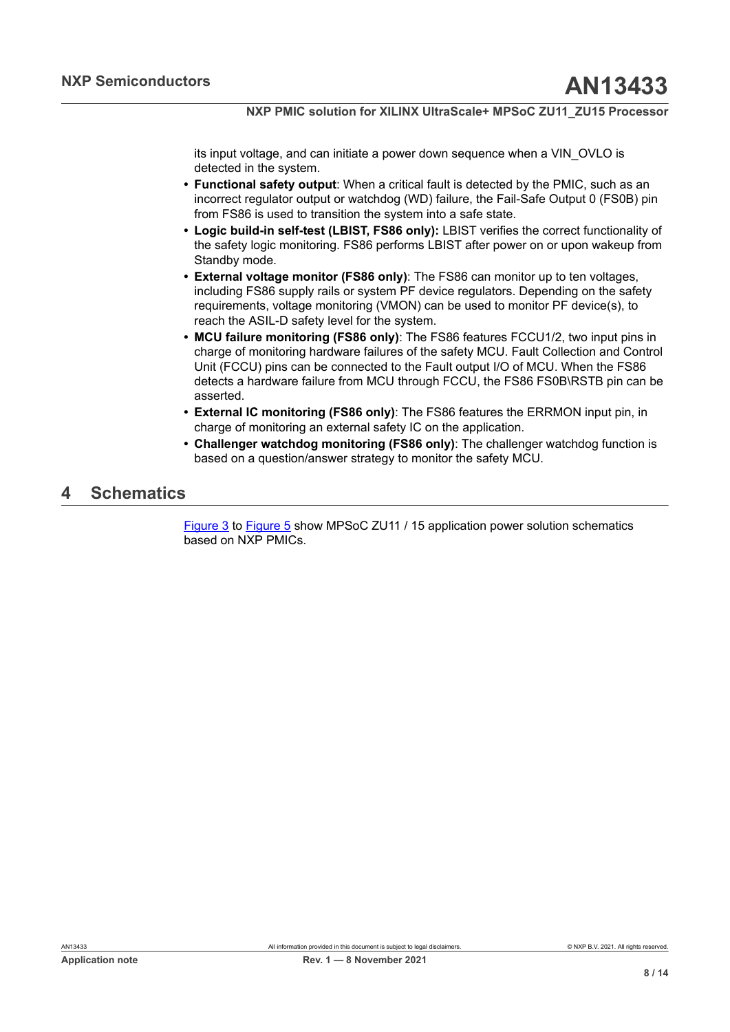its input voltage, and can initiate a power down sequence when a VIN_OVLO is detected in the system.

- **Functional safety output**: When a critical fault is detected by the PMIC, such as an incorrect regulator output or watchdog (WD) failure, the Fail-Safe Output 0 (FS0B) pin from FS86 is used to transition the system into a safe state.
- **Logic build-in self-test (LBIST, FS86 only):** LBIST verifies the correct functionality of the safety logic monitoring. FS86 performs LBIST after power on or upon wakeup from Standby mode.
- **External voltage monitor (FS86 only)**: The FS86 can monitor up to ten voltages, including FS86 supply rails or system PF device regulators. Depending on the safety requirements, voltage monitoring (VMON) can be used to monitor PF device(s), to reach the ASIL-D safety level for the system.
- **MCU failure monitoring (FS86 only)**: The FS86 features FCCU1/2, two input pins in charge of monitoring hardware failures of the safety MCU. Fault Collection and Control Unit (FCCU) pins can be connected to the Fault output I/O of MCU. When the FS86 detects a hardware failure from MCU through FCCU, the FS86 FS0B\RSTB pin can be asserted.
- **External IC monitoring (FS86 only)**: The FS86 features the ERRMON input pin, in charge of monitoring an external safety IC on the application.
- **Challenger watchdog monitoring (FS86 only)**: The challenger watchdog function is based on a question/answer strategy to monitor the safety MCU.

## 4 Schematics

Figure 3 to Figure 5 show MPSoC ZU11 / 15 application power solution schematics based on NXP PMICs.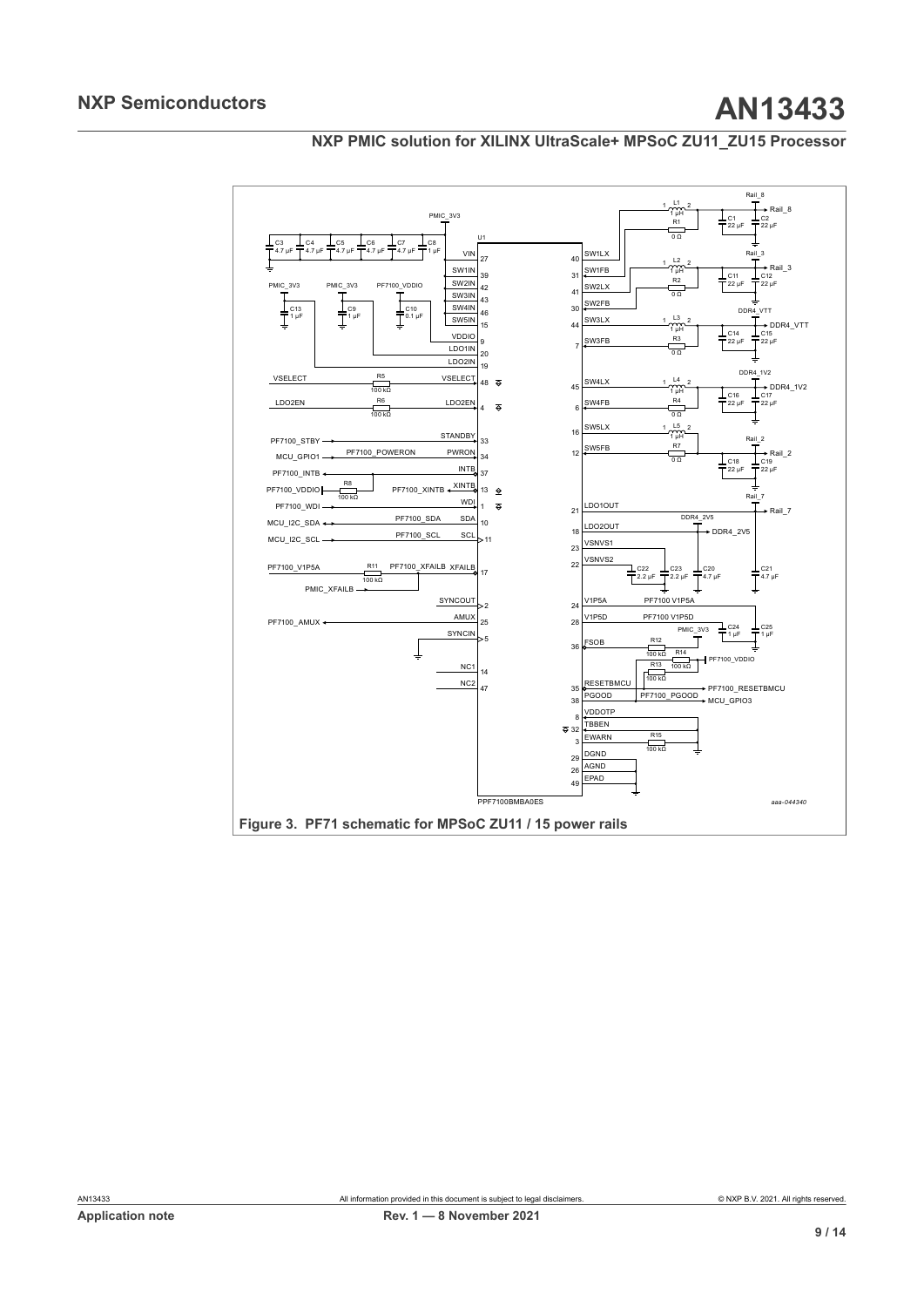Figure 3. PF71 schematic for MPSoC ZU11 / 15 power rails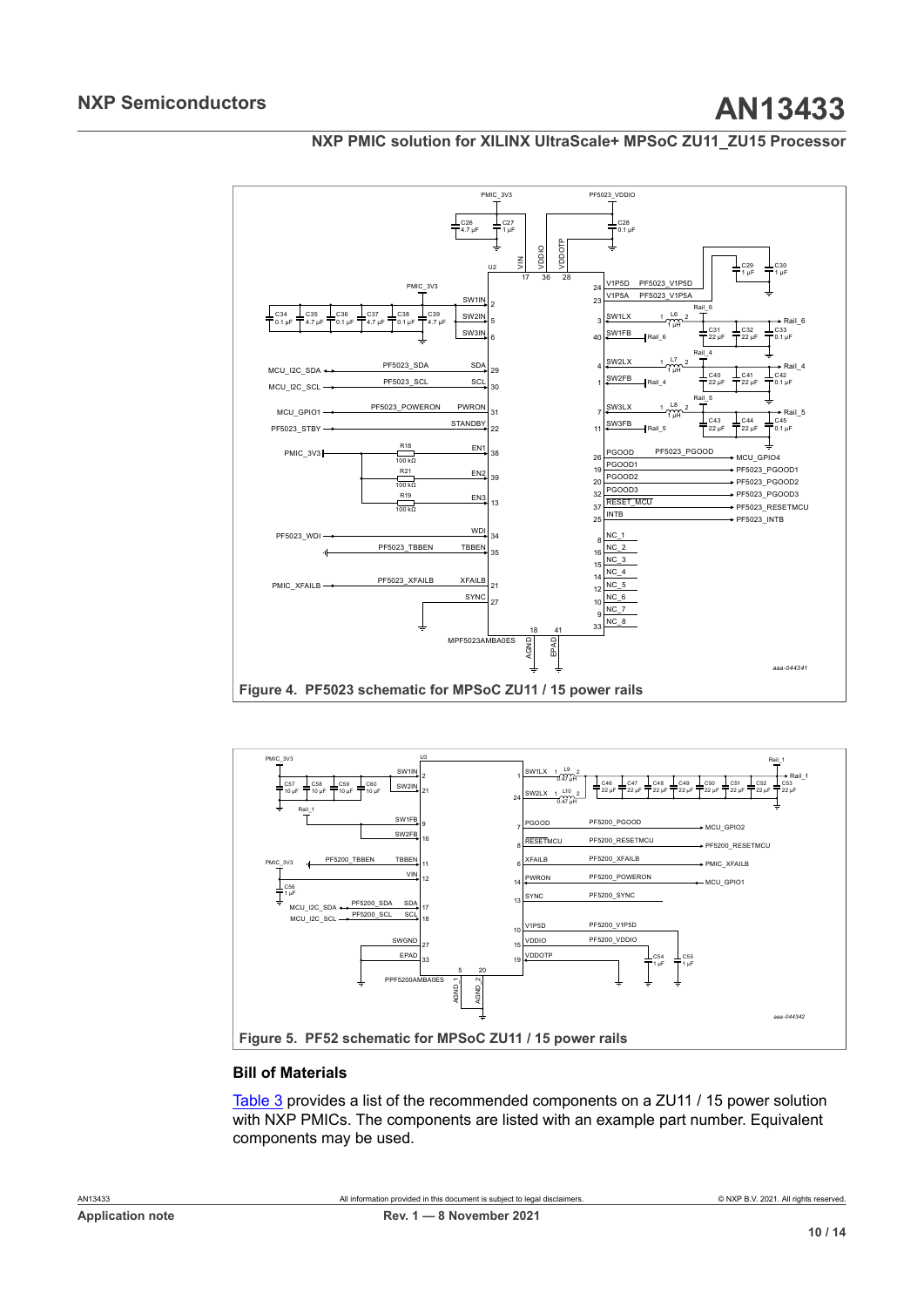Figure 4. PF5023 schematic for MPSoC ZU11 / 15 power rails

Figure 5. PF52 schematic for MPSoC ZU11 / 15 power rails

### Bill of Materials

Table 3 provides a list of the recommended components on a ZU11 / 15 power solution with NXP PMICs. The components are listed with an example part number. Equivalent components may be used.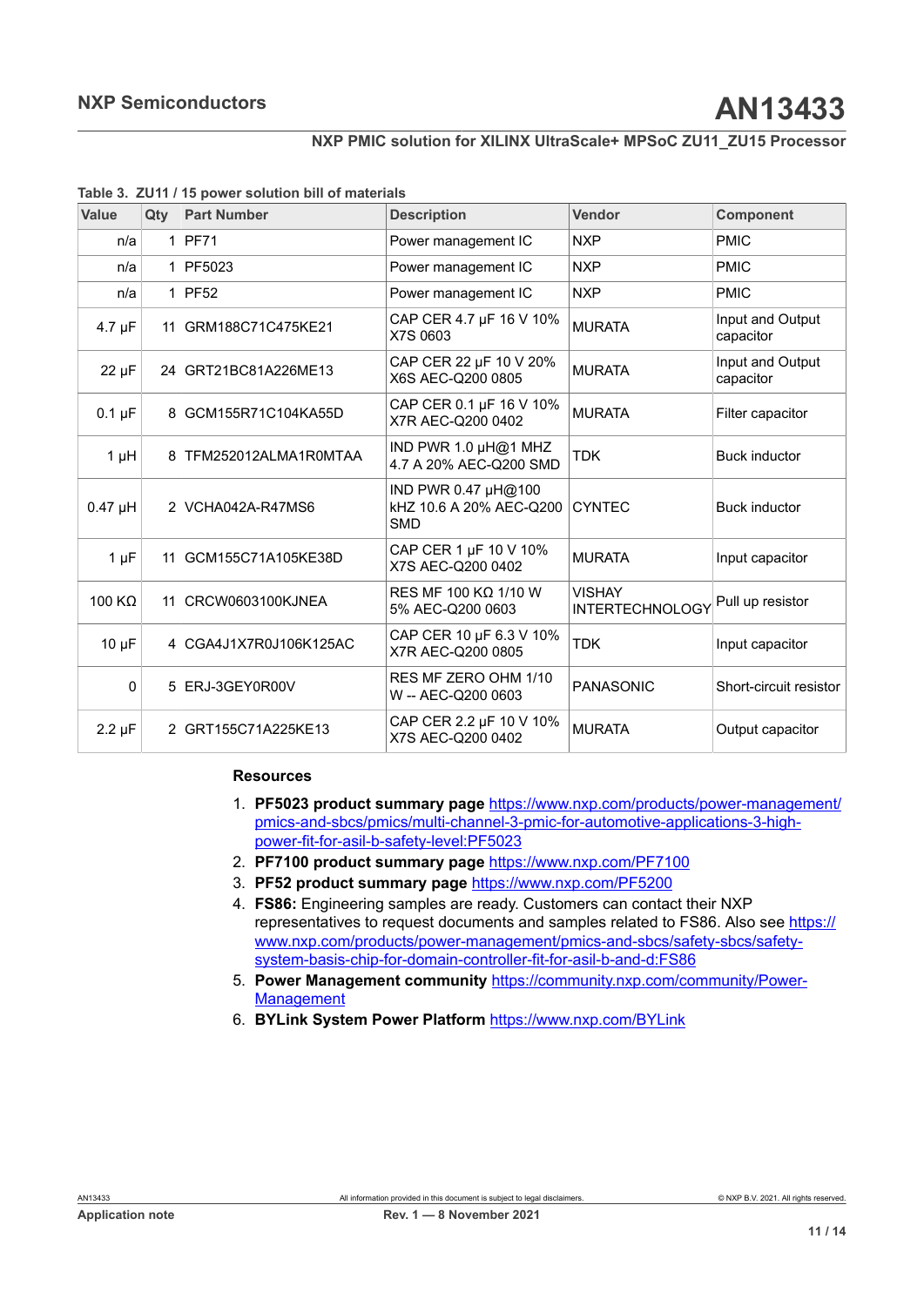**Table 3. ZU11 / 15 power solution bill of materials**

| Value | Qty | Part Number | Description | Vendor | Component |
|---|---|---|---|---|---|
| n/a | 1 | PF71 | Power management IC | NXP | PMIC |
| n/a | 1 | PF5023 | Power management IC | NXP | PMIC |
| n/a | 1 | PF52 | Power management IC | NXP | PMIC |
| 4.7 µF | 11 | GRM188C71C475KE21 | CAP CER 4.7 µF 16 V 10% X7S 0603 | MURATA | Input and Output capacitor |
| 22 µF | 24 | GRT21BC81A226ME13 | CAP CER 22 µF 10 V 20% X6S AEC-Q200 0805 | MURATA | Input and Output capacitor |
| 0.1 µF | 8 | GCM155R71C104KA55D | CAP CER 0.1 µF 16 V 10% X7R AEC-Q200 0402 | MURATA | Filter capacitor |
| 1 µH | 8 | TFM252012ALMA1R0MTAA | IND PWR 1.0 µH@1 MHZ 4.7 A 20% AEC-Q200 SMD | TDK | Buck inductor |
| 0.47 µH | 2 | VCHA042A-R47MS6 | IND PWR 0.47 µH@100 kHZ 10.6 A 20% AEC-Q200 SMD | CYNTEC | Buck inductor |
| 1 µF | 11 | GCM155C71A105KE38D | CAP CER 1 µF 10 V 10% X7S AEC-Q200 0402 | MURATA | Input capacitor |
| 100 KΩ | 11 | CRCW0603100KJNEA | RES MF 100 KΩ 1/10 W 5% AEC-Q200 0603 | VISHAY INTERTECHNOLOGY | Pull up resistor |
| 10 µF | 4 | CGA4J1X7R0J106K125AC | CAP CER 10 µF 6.3 V 10% X7R AEC-Q200 0805 | TDK | Input capacitor |
| 0 | 5 | ERJ-3GEY0R00V | RES MF ZERO OHM 1/10 W -- AEC-Q200 0603 | PANASONIC | Short-circuit resistor |
| 2.2 µF | 2 | GRT155C71A225KE13 | CAP CER 2.2 µF 10 V 10% X7S AEC-Q200 0402 | MURATA | Output capacitor |

**Resources**

1. **PF5023 product summary page** https://www.nxp.com/products/power-management/pmics-and-sbcs/pmics/multi-channel-3-pmic-for-automotive-applications-3-high-power-fit-for-asil-b-safety-level:PF5023
2. **PF7100 product summary page** https://www.nxp.com/PF7100
3. **PF52 product summary page** https://www.nxp.com/PF5200
4. **FS86:** Engineering samples are ready. Customers can contact their NXP representatives to request documents and samples related to FS86. Also see https://www.nxp.com/products/power-management/pmics-and-sbcs/safety-sbcs/safety-system-basis-chip-for-domain-controller-fit-for-asil-b-and-d:FS86
5. **Power Management community** https://community.nxp.com/community/Power-Management
6. **BYLink System Power Platform** https://www.nxp.com/BYLink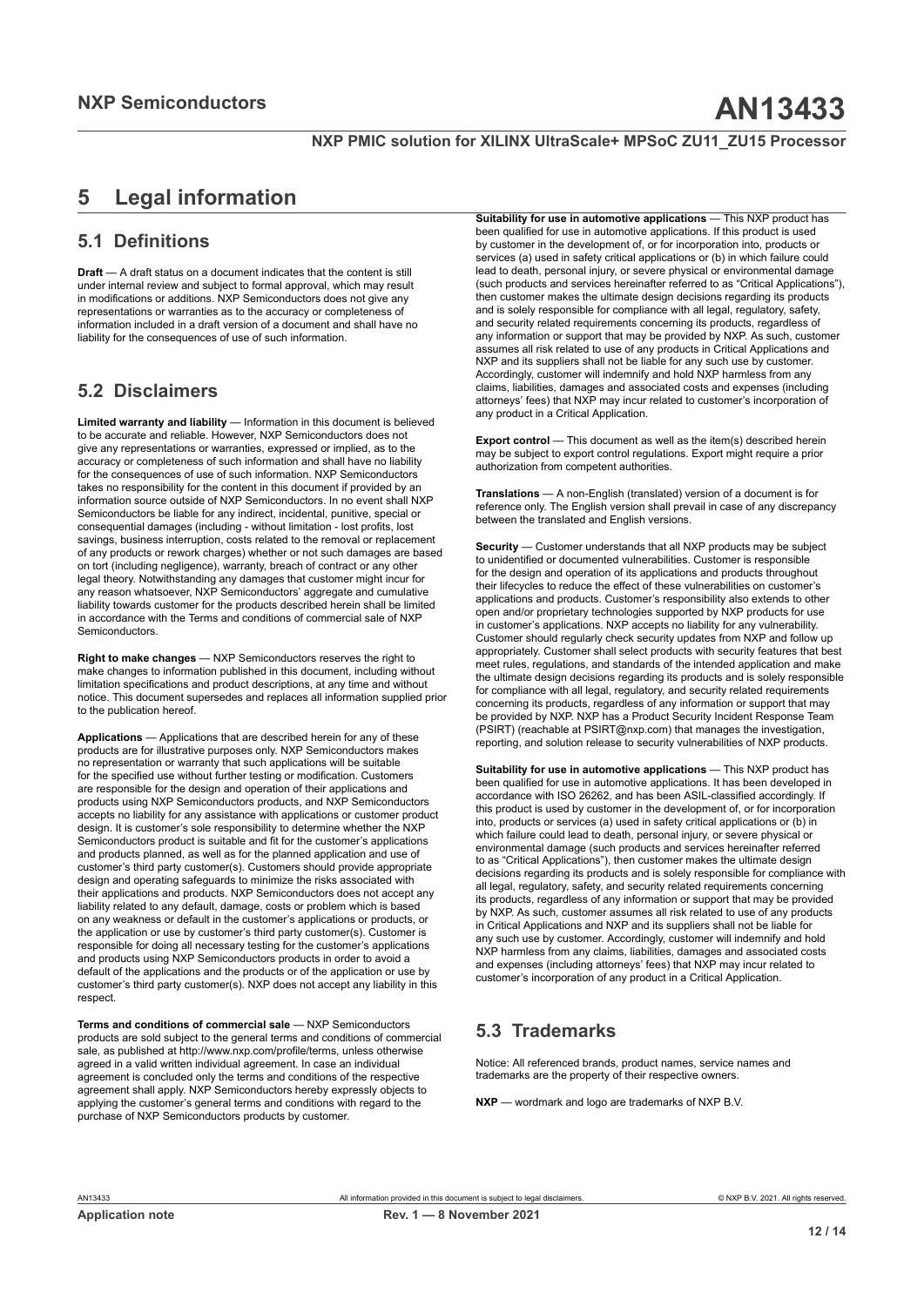# 5 Legal information

## 5.1 Definitions

**Draft** — A draft status on a document indicates that the content is still under internal review and subject to formal approval, which may result in modifications or additions. NXP Semiconductors does not give any representations or warranties as to the accuracy or completeness of information included in a draft version of a document and shall have no liability for the consequences of use of such information.

## 5.2 Disclaimers

**Limited warranty and liability** — Information in this document is believed to be accurate and reliable. However, NXP Semiconductors does not give any representations or warranties, expressed or implied, as to the accuracy or completeness of such information and shall have no liability for the consequences of use of such information. NXP Semiconductors takes no responsibility for the content in this document if provided by an information source outside of NXP Semiconductors. In no event shall NXP Semiconductors be liable for any indirect, incidental, punitive, special or consequential damages (including - without limitation - lost profits, lost savings, business interruption, costs related to the removal or replacement of any products or rework charges) whether or not such damages are based on tort (including negligence), warranty, breach of contract or any other legal theory. Notwithstanding any damages that customer might incur for any reason whatsoever, NXP Semiconductors' aggregate and cumulative liability towards customer for the products described herein shall be limited in accordance with the Terms and conditions of commercial sale of NXP Semiconductors.

**Right to make changes** — NXP Semiconductors reserves the right to make changes to information published in this document, including without limitation specifications and product descriptions, at any time and without notice. This document supersedes and replaces all information supplied prior to the publication hereof.

**Applications** — Applications that are described herein for any of these products are for illustrative purposes only. NXP Semiconductors makes no representation or warranty that such applications will be suitable for the specified use without further testing or modification. Customers are responsible for the design and operation of their applications and products using NXP Semiconductors products, and NXP Semiconductors accepts no liability for any assistance with applications or customer product design. It is customer's sole responsibility to determine whether the NXP Semiconductors product is suitable and fit for the customer's applications and products planned, as well as for the planned application and use of customer's third party customer(s). Customers should provide appropriate design and operating safeguards to minimize the risks associated with their applications and products. NXP Semiconductors does not accept any liability related to any default, damage, costs or problem which is based on any weakness or default in the customer's applications or products, or the application or use by customer's third party customer(s). Customer is responsible for doing all necessary testing for the customer's applications and products using NXP Semiconductors products in order to avoid a default of the applications and the products or of the application or use by customer's third party customer(s). NXP does not accept any liability in this respect.

**Terms and conditions of commercial sale** — NXP Semiconductors products are sold subject to the general terms and conditions of commercial sale, as published at http://www.nxp.com/profile/terms, unless otherwise agreed in a valid written individual agreement. In case an individual agreement is concluded only the terms and conditions of the respective agreement shall apply. NXP Semiconductors hereby expressly objects to applying the customer's general terms and conditions with regard to the purchase of NXP Semiconductors products by customer.

**Suitability for use in automotive applications** — This NXP product has been qualified for use in automotive applications. If this product is used by customer in the development of, or for incorporation into, products or services (a) used in safety critical applications or (b) in which failure could lead to death, personal injury, or severe physical or environmental damage (such products and services hereinafter referred to as "Critical Applications"), then customer makes the ultimate design decisions regarding its products and is solely responsible for compliance with all legal, regulatory, safety, and security related requirements concerning its products, regardless of any information or support that may be provided by NXP. As such, customer assumes all risk related to use of any products in Critical Applications and NXP and its suppliers shall not be liable for any such use by customer. Accordingly, customer will indemnify and hold NXP harmless from any claims, liabilities, damages and associated costs and expenses (including attorneys' fees) that NXP may incur related to customer's incorporation of any product in a Critical Application.

**Export control** — This document as well as the item(s) described herein may be subject to export control regulations. Export might require a prior authorization from competent authorities.

**Translations** — A non-English (translated) version of a document is for reference only. The English version shall prevail in case of any discrepancy between the translated and English versions.

**Security** — Customer understands that all NXP products may be subject to unidentified or documented vulnerabilities. Customer is responsible for the design and operation of its applications and products throughout their lifecycles to reduce the effect of these vulnerabilities on customer's applications and products. Customer's responsibility also extends to other open and/or proprietary technologies supported by NXP products for use in customer's applications. NXP accepts no liability for any vulnerability. Customer should regularly check security updates from NXP and follow up appropriately. Customer shall select products with security features that best meet rules, regulations, and standards of the intended application and make the ultimate design decisions regarding its products and is solely responsible for compliance with all legal, regulatory, and security related requirements concerning its products, regardless of any information or support that may be provided by NXP. NXP has a Product Security Incident Response Team (PSIRT) (reachable at PSIRT@nxp.com) that manages the investigation, reporting, and solution release to security vulnerabilities of NXP products.

**Suitability for use in automotive applications** — This NXP product has been qualified for use in automotive applications. It has been developed in accordance with ISO 26262, and has been ASIL-classified accordingly. If this product is used by customer in the development of, or for incorporation into, products or services (a) used in safety critical applications or (b) in which failure could lead to death, personal injury, or severe physical or environmental damage (such products and services hereinafter referred to as "Critical Applications"), then customer makes the ultimate design decisions regarding its products and is solely responsible for compliance with all legal, regulatory, safety, and security related requirements concerning its products, regardless of any information or support that may be provided by NXP. As such, customer assumes all risk related to use of any products in Critical Applications and NXP and its suppliers shall not be liable for any such use by customer. Accordingly, customer will indemnify and hold NXP harmless from any claims, liabilities, damages and associated costs and expenses (including attorneys' fees) that NXP may incur related to customer's incorporation of any product in a Critical Application.

## 5.3 Trademarks

Notice: All referenced brands, product names, service names and trademarks are the property of their respective owners.

**NXP** — wordmark and logo are trademarks of NXP B.V.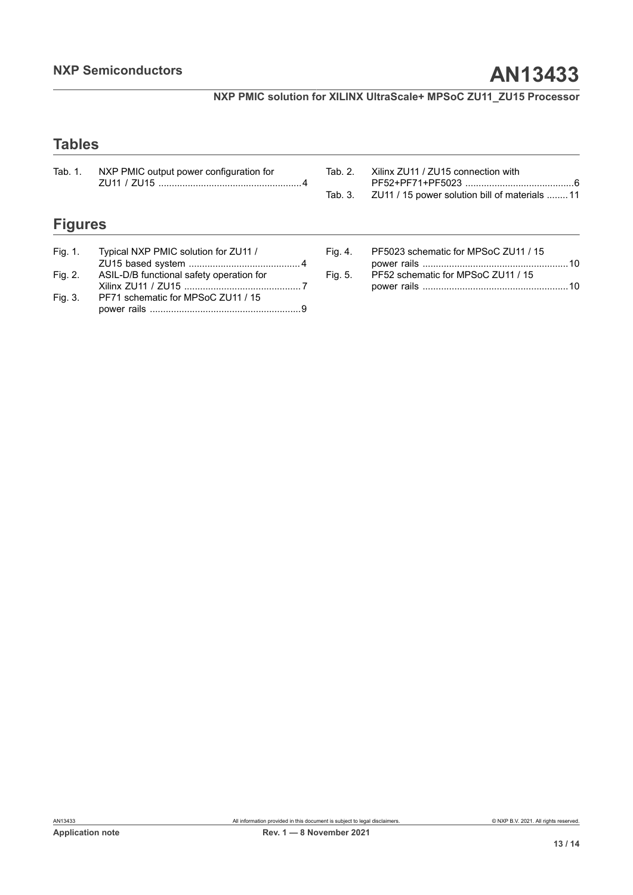## Tables

Tab. 1. NXP PMIC output power configuration for ZU11 / ZU15 ....................................................4

Tab. 2. Xilinx ZU11 / ZU15 connection with PF52+PF71+PF5023 ........................................6

Tab. 3. ZU11 / 15 power solution bill of materials ........11

## Figures

Fig. 1. Typical NXP PMIC solution for ZU11 / ZU15 based system ..........................................4

Fig. 2. ASIL-D/B functional safety operation for Xilinx ZU11 / ZU15 ............................................7

Fig. 3. PF71 schematic for MPSoC ZU11 / 15 power rails .........................................................9

Fig. 4. PF5023 schematic for MPSoC ZU11 / 15 power rails .......................................................10

Fig. 5. PF52 schematic for MPSoC ZU11 / 15 power rails .......................................................10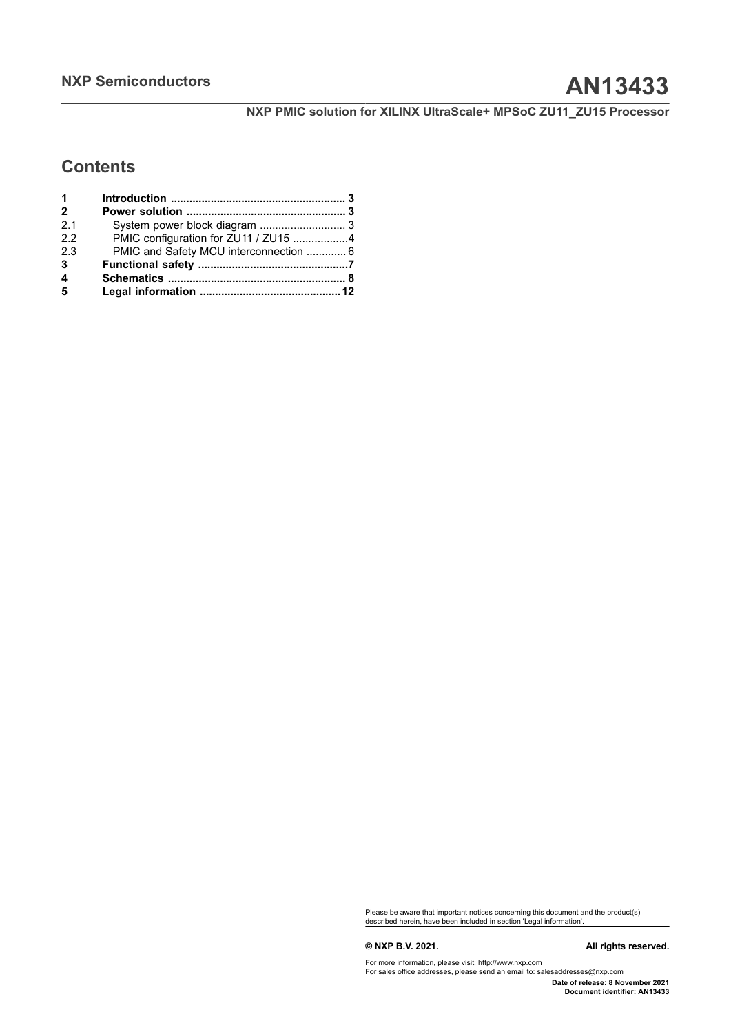## Contents

| | | |
|---|---|---|
| **1** | **Introduction** | **3** |
| **2** | **Power solution** | **3** |
| 2.1 | System power block diagram | 3 |
| 2.2 | PMIC configuration for ZU11 / ZU15 | 4 |
| 2.3 | PMIC and Safety MCU interconnection | 6 |
| **3** | **Functional safety** | **7** |
| **4** | **Schematics** | **8** |
| **5** | **Legal information** | **12** |

Please be aware that important notices concerning this document and the product(s) described herein, have been included in section 'Legal information'.

**© NXP B.V. 2021. All rights reserved.**

For more information, please visit: http://www.nxp.com
For sales office addresses, please send an email to: salesaddresses@nxp.com

**Date of release: 8 November 2021**
**Document identifier: AN13433**